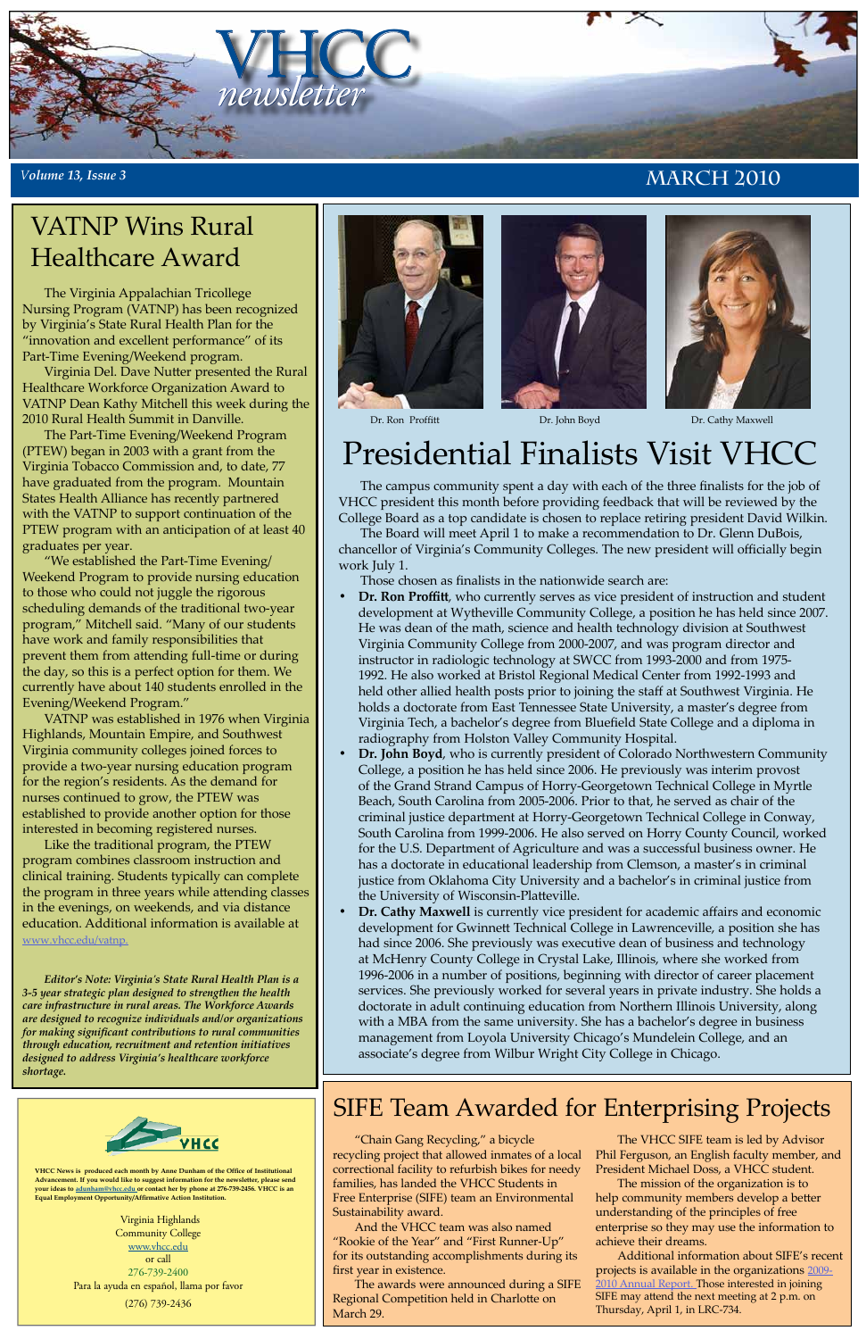# VHCC newsletter

Volume 13, Issue 3

MARCH 2010

## VATNP Wins Rural Healthcare Award

The Virginia Appalachian Tricollege Nursing Program (VATNP) has been recognized by Virginia's State Rural Health Plan for the "innovation and excellent performance" of its Part-Time Evening/Weekend program.

Virginia Del. Dave Nutter presented the Rural Healthcare Workforce Organization Award to VATNP Dean Kathy Mitchell this week during the 2010 Rural Health Summit in Danville.

The Part-Time Evening/Weekend Program (PTEW) began in 2003 with a grant from the Virginia Tobacco Commission and, to date, 77 have graduated from the program. Mountain States Health Alliance has recently partnered with the VATNP to support continuation of the PTEW program with an anticipation of at least 40 graduates per year.

"We established the Part-Time Evening/ Weekend Program to provide nursing education to those who could not juggle the rigorous scheduling demands of the traditional two-year program," Mitchell said. "Many of our students have work and family responsibilities that prevent them from attending full-time or during the day, so this is a perfect option for them. We currently have about 140 students enrolled in the Evening/Weekend Program."

VATNP was established in 1976 when Virginia Highlands, Mountain Empire, and Southwest Virginia community colleges joined forces to provide a two-year nursing education program for the region's residents. As the demand for nurses continued to grow, the PTEW was established to provide another option for those interested in becoming registered nurses.

Like the traditional program, the PTEW program combines classroom instruction and clinical training. Students typically can complete the program in three years while attending classes in the evenings, on weekends, and via distance education. Additional information is available at www.vhcc.edu/vatnp.

***Editor's Note: Virginia's State Rural Health Plan is a 3-5 year strategic plan designed to strengthen the health care infrastructure in rural areas. The Workforce Awards are designed to recognize individuals and/or organizations for making significant contributions to rural communities through education, recruitment and retention initiatives designed to address Virginia's healthcare workforce shortage.***

Dr. Ron Proffitt | Dr. John Boyd | Dr. Cathy Maxwell

## Presidential Finalists Visit VHCC

The campus community spent a day with each of the three finalists for the job of VHCC president this month before providing feedback that will be reviewed by the College Board as a top candidate is chosen to replace retiring president David Wilkin.

The Board will meet April 1 to make a recommendation to Dr. Glenn DuBois, chancellor of Virginia's Community Colleges. The new president will officially begin work July 1.

Those chosen as finalists in the nationwide search are:

- **Dr. Ron Proffitt**, who currently serves as vice president of instruction and student development at Wytheville Community College, a position he has held since 2007. He was dean of the math, science and health technology division at Southwest Virginia Community College from 2000-2007, and was program director and instructor in radiologic technology at SWCC from 1993-2000 and from 1975-1992. He also worked at Bristol Regional Medical Center from 1992-1993 and held other allied health posts prior to joining the staff at Southwest Virginia. He holds a doctorate from East Tennessee State University, a master's degree from Virginia Tech, a bachelor's degree from Bluefield State College and a diploma in radiography from Holston Valley Community Hospital.
- **Dr. John Boyd**, who is currently president of Colorado Northwestern Community College, a position he has held since 2006. He previously was interim provost of the Grand Strand Campus of Horry-Georgetown Technical College in Myrtle Beach, South Carolina from 2005-2006. Prior to that, he served as chair of the criminal justice department at Horry-Georgetown Technical College in Conway, South Carolina from 1999-2006. He also served on Horry County Council, worked for the U.S. Department of Agriculture and was a successful business owner. He has a doctorate in educational leadership from Clemson, a master's in criminal justice from Oklahoma City University and a bachelor's in criminal justice from the University of Wisconsin-Platteville.
- **Dr. Cathy Maxwell** is currently vice president for academic affairs and economic development for Gwinnett Technical College in Lawrenceville, a position she has had since 2006. She previously was executive dean of business and technology at McHenry County College in Crystal Lake, Illinois, where she worked from 1996-2006 in a number of positions, beginning with director of career placement services. She previously worked for several years in private industry. She holds a doctorate in adult continuing education from Northern Illinois University, along with a MBA from the same university. She has a bachelor's degree in business management from Loyola University Chicago's Mundelein College, and an associate's degree from Wilbur Wright City College in Chicago.

VHCC

VHCC News is produced each month by Anne Dunham of the Office of Institutional Advancement. If you would like to suggest information for the newsletter, please send your ideas to adunham@vhcc.edu or contact her by phone at 276-739-2456. VHCC is an Equal Employment Opportunity/Affirmative Action Institution.

Virginia Highlands
Community College
www.vhcc.edu
or call
276-739-2400
Para la ayuda en español, llama por favor
(276) 739-2436

## SIFE Team Awarded for Enterprising Projects

"Chain Gang Recycling," a bicycle recycling project that allowed inmates of a local correctional facility to refurbish bikes for needy families, has landed the VHCC Students in Free Enterprise (SIFE) team an Environmental Sustainability award.

And the VHCC team was also named "Rookie of the Year" and "First Runner-Up" for its outstanding accomplishments during its first year in existence.

The awards were announced during a SIFE Regional Competition held in Charlotte on March 29.

The VHCC SIFE team is led by Advisor Phil Ferguson, an English faculty member, and President Michael Doss, a VHCC student.

The mission of the organization is to help community members develop a better understanding of the principles of free enterprise so they may use the information to achieve their dreams.

Additional information about SIFE's recent projects is available in the organizations 2009-2010 Annual Report. Those interested in joining SIFE may attend the next meeting at 2 p.m. on Thursday, April 1, in LRC-734.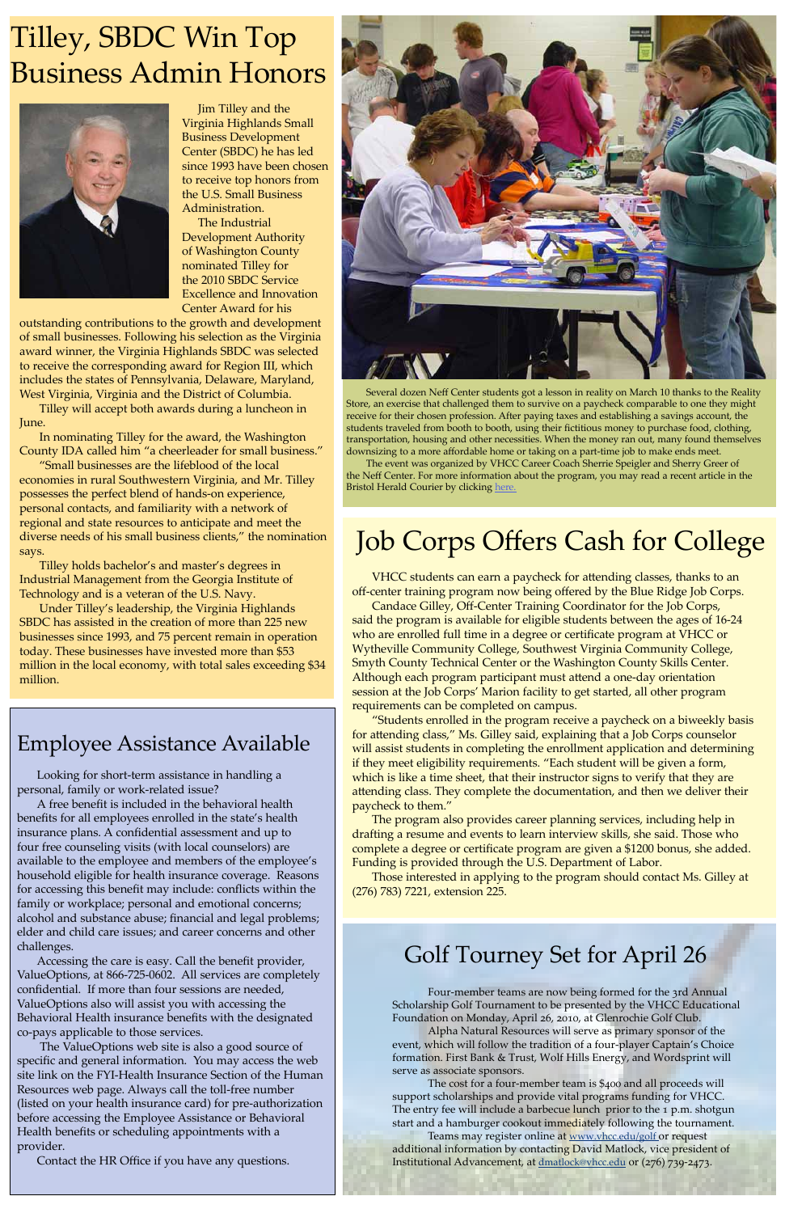# Tilley, SBDC Win Top Business Admin Honors

Jim Tilley and the Virginia Highlands Small Business Development Center (SBDC) he has led since 1993 have been chosen to receive top honors from the U.S. Small Business Administration.

The Industrial Development Authority of Washington County nominated Tilley for the 2010 SBDC Service Excellence and Innovation Center Award for his outstanding contributions to the growth and development of small businesses. Following his selection as the Virginia award winner, the Virginia Highlands SBDC was selected to receive the corresponding award for Region III, which includes the states of Pennsylvania, Delaware, Maryland, West Virginia, Virginia and the District of Columbia.

Tilley will accept both awards during a luncheon in June.

In nominating Tilley for the award, the Washington County IDA called him "a cheerleader for small business."

"Small businesses are the lifeblood of the local economies in rural Southwestern Virginia, and Mr. Tilley possesses the perfect blend of hands-on experience, personal contacts, and familiarity with a network of regional and state resources to anticipate and meet the diverse needs of his small business clients," the nomination says.

Tilley holds bachelor's and master's degrees in Industrial Management from the Georgia Institute of Technology and is a veteran of the U.S. Navy.

Under Tilley's leadership, the Virginia Highlands SBDC has assisted in the creation of more than 225 new businesses since 1993, and 75 percent remain in operation today. These businesses have invested more than $53 million in the local economy, with total sales exceeding $34 million.

Several dozen Neff Center students got a lesson in reality on March 10 thanks to the Reality Store, an exercise that challenged them to survive on a paycheck comparable to one they might receive for their chosen profession. After paying taxes and establishing a savings account, the students traveled from booth to booth, using their fictitious money to purchase food, clothing, transportation, housing and other necessities. When the money ran out, many found themselves downsizing to a more affordable home or taking on a part-time job to make ends meet.

The event was organized by VHCC Career Coach Sherrie Speigler and Sherry Greer of the Neff Center. For more information about the program, you may read a recent article in the Bristol Herald Courier by clicking here.

# Job Corps Offers Cash for College

VHCC students can earn a paycheck for attending classes, thanks to an off-center training program now being offered by the Blue Ridge Job Corps.

Candace Gilley, Off-Center Training Coordinator for the Job Corps, said the program is available for eligible students between the ages of 16-24 who are enrolled full time in a degree or certificate program at VHCC or Wytheville Community College, Southwest Virginia Community College, Smyth County Technical Center or the Washington County Skills Center. Although each program participant must attend a one-day orientation session at the Job Corps' Marion facility to get started, all other program requirements can be completed on campus.

"Students enrolled in the program receive a paycheck on a biweekly basis for attending class," Ms. Gilley said, explaining that a Job Corps counselor will assist students in completing the enrollment application and determining if they meet eligibility requirements. "Each student will be given a form, which is like a time sheet, that their instructor signs to verify that they are attending class. They complete the documentation, and then we deliver their paycheck to them."

The program also provides career planning services, including help in drafting a resume and events to learn interview skills, she said. Those who complete a degree or certificate program are given a $1200 bonus, she added. Funding is provided through the U.S. Department of Labor.

Those interested in applying to the program should contact Ms. Gilley at (276) 783) 7221, extension 225.

# Employee Assistance Available

Looking for short-term assistance in handling a personal, family or work-related issue?

A free benefit is included in the behavioral health benefits for all employees enrolled in the state's health insurance plans. A confidential assessment and up to four free counseling visits (with local counselors) are available to the employee and members of the employee's household eligible for health insurance coverage. Reasons for accessing this benefit may include: conflicts within the family or workplace; personal and emotional concerns; alcohol and substance abuse; financial and legal problems; elder and child care issues; and career concerns and other challenges.

Accessing the care is easy. Call the benefit provider, ValueOptions, at 866-725-0602. All services are completely confidential. If more than four sessions are needed, ValueOptions also will assist you with accessing the Behavioral Health insurance benefits with the designated co-pays applicable to those services.

The ValueOptions web site is also a good source of specific and general information. You may access the web site link on the FYI-Health Insurance Section of the Human Resources web page. Always call the toll-free number (listed on your health insurance card) for pre-authorization before accessing the Employee Assistance or Behavioral Health benefits or scheduling appointments with a provider.

Contact the HR Office if you have any questions.

# Golf Tourney Set for April 26

Four-member teams are now being formed for the 3rd Annual Scholarship Golf Tournament to be presented by the VHCC Educational Foundation on Monday, April 26, 2010, at Glenrochie Golf Club.

Alpha Natural Resources will serve as primary sponsor of the event, which will follow the tradition of a four-player Captain's Choice formation. First Bank & Trust, Wolf Hills Energy, and Wordsprint will serve as associate sponsors.

The cost for a four-member team is $400 and all proceeds will support scholarships and provide vital programs funding for VHCC. The entry fee will include a barbecue lunch prior to the 1 p.m. shotgun start and a hamburger cookout immediately following the tournament.

Teams may register online at www.vhcc.edu/golf or request additional information by contacting David Matlock, vice president of Institutional Advancement, at dmatlock@vhcc.edu or (276) 739-2473.